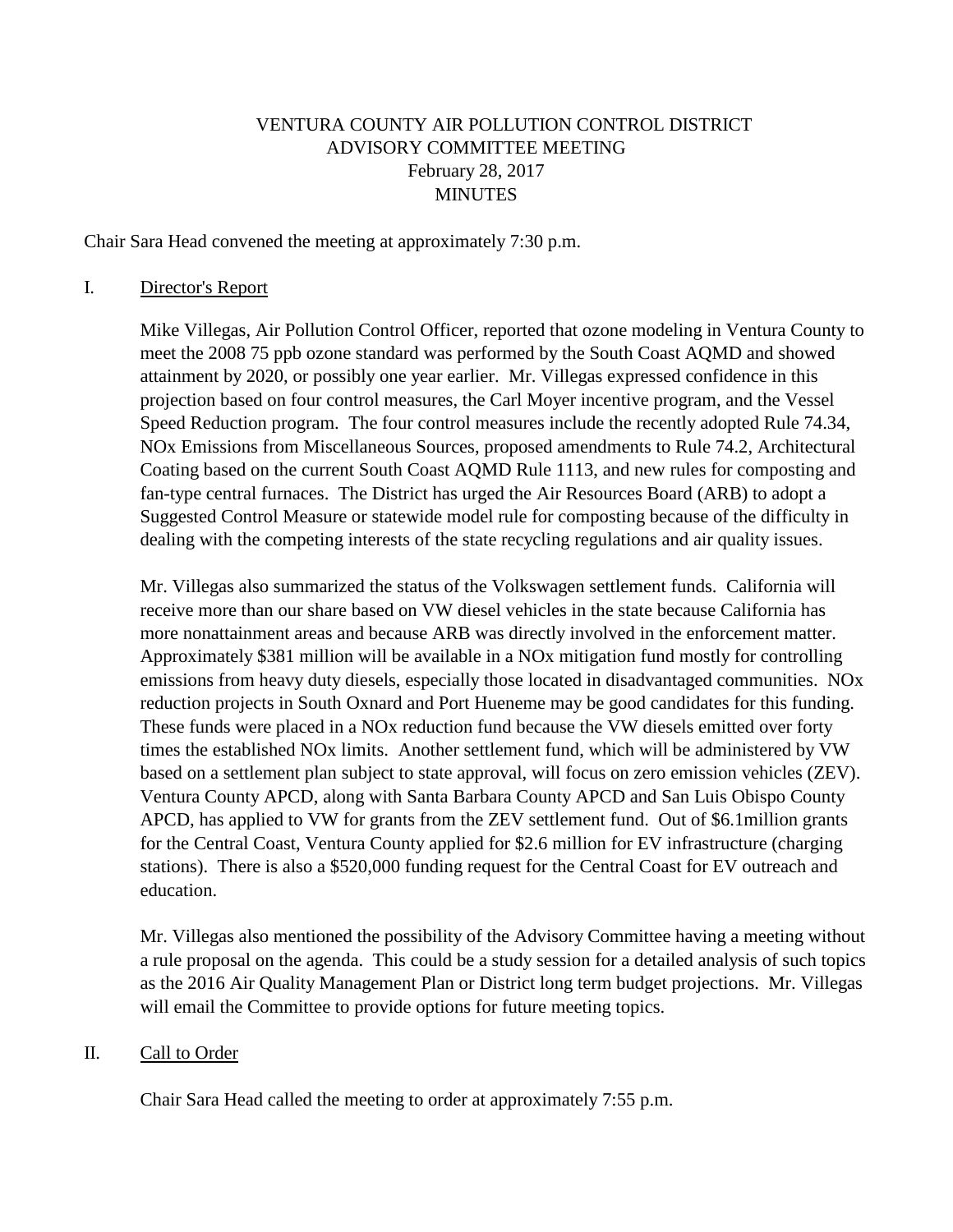# VENTURA COUNTY AIR POLLUTION CONTROL DISTRICT
## ADVISORY COMMITTEE MEETING
### February 28, 2017
### MINUTES

Chair Sara Head convened the meeting at approximately 7:30 p.m.

I. Director's Report

Mike Villegas, Air Pollution Control Officer, reported that ozone modeling in Ventura County to meet the 2008 75 ppb ozone standard was performed by the South Coast AQMD and showed attainment by 2020, or possibly one year earlier. Mr. Villegas expressed confidence in this projection based on four control measures, the Carl Moyer incentive program, and the Vessel Speed Reduction program. The four control measures include the recently adopted Rule 74.34, NOx Emissions from Miscellaneous Sources, proposed amendments to Rule 74.2, Architectural Coating based on the current South Coast AQMD Rule 1113, and new rules for composting and fan-type central furnaces. The District has urged the Air Resources Board (ARB) to adopt a Suggested Control Measure or statewide model rule for composting because of the difficulty in dealing with the competing interests of the state recycling regulations and air quality issues.

Mr. Villegas also summarized the status of the Volkswagen settlement funds. California will receive more than our share based on VW diesel vehicles in the state because California has more nonattainment areas and because ARB was directly involved in the enforcement matter. Approximately $381 million will be available in a NOx mitigation fund mostly for controlling emissions from heavy duty diesels, especially those located in disadvantaged communities. NOx reduction projects in South Oxnard and Port Hueneme may be good candidates for this funding. These funds were placed in a NOx reduction fund because the VW diesels emitted over forty times the established NOx limits. Another settlement fund, which will be administered by VW based on a settlement plan subject to state approval, will focus on zero emission vehicles (ZEV). Ventura County APCD, along with Santa Barbara County APCD and San Luis Obispo County APCD, has applied to VW for grants from the ZEV settlement fund. Out of $6.1million grants for the Central Coast, Ventura County applied for $2.6 million for EV infrastructure (charging stations). There is also a $520,000 funding request for the Central Coast for EV outreach and education.

Mr. Villegas also mentioned the possibility of the Advisory Committee having a meeting without a rule proposal on the agenda. This could be a study session for a detailed analysis of such topics as the 2016 Air Quality Management Plan or District long term budget projections. Mr. Villegas will email the Committee to provide options for future meeting topics.

II. Call to Order

Chair Sara Head called the meeting to order at approximately 7:55 p.m.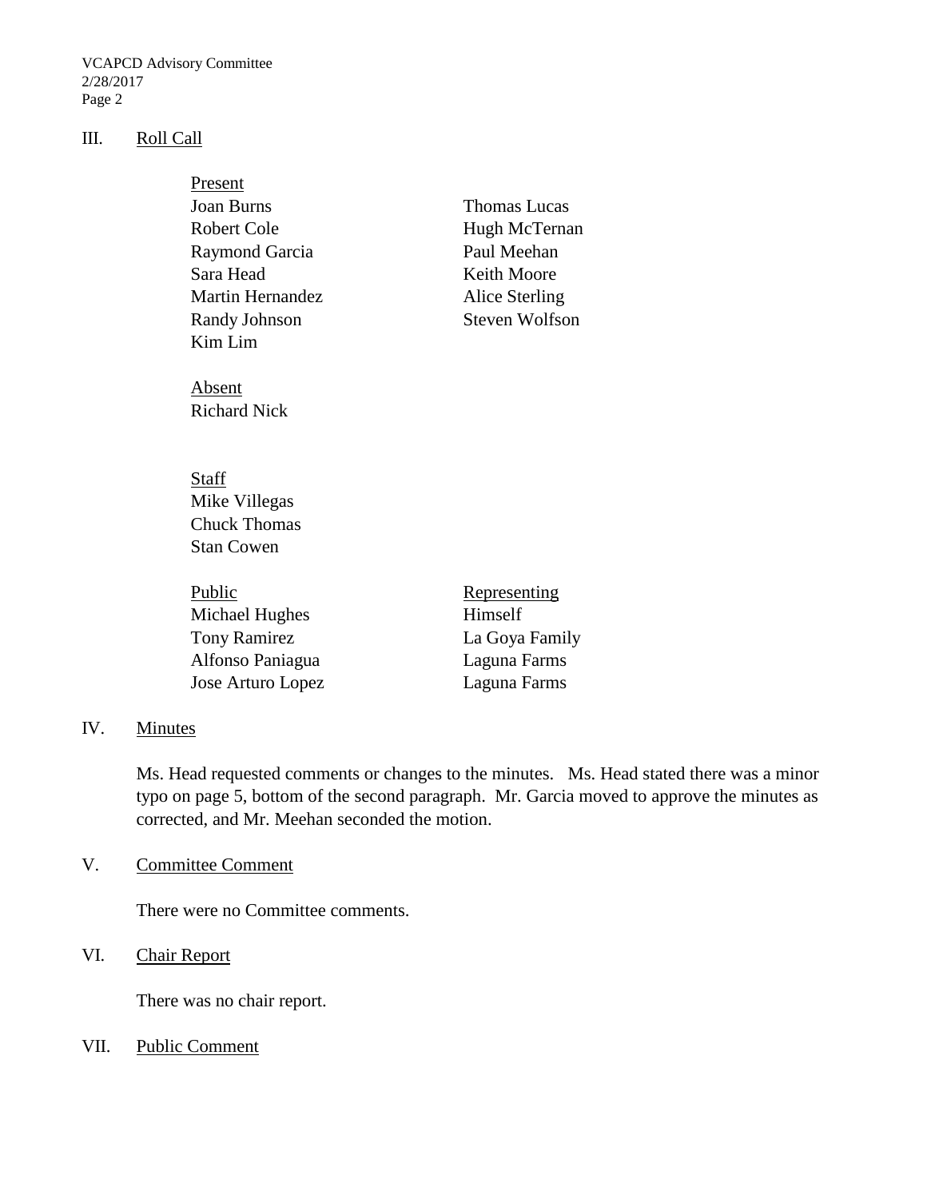## III. Roll Call

Present

| | |
|---|---|
| Joan Burns | Thomas Lucas |
| Robert Cole | Hugh McTernan |
| Raymond Garcia | Paul Meehan |
| Sara Head | Keith Moore |
| Martin Hernandez | Alice Sterling |
| Randy Johnson | Steven Wolfson |
| Kim Lim | |

Absent

Richard Nick

Staff

Mike Villegas
Chuck Thomas
Stan Cowen

| Public | Representing |
|---|---|
| Michael Hughes | Himself |
| Tony Ramirez | La Goya Family |
| Alfonso Paniagua | Laguna Farms |
| Jose Arturo Lopez | Laguna Farms |

## IV. Minutes

Ms. Head requested comments or changes to the minutes. Ms. Head stated there was a minor typo on page 5, bottom of the second paragraph. Mr. Garcia moved to approve the minutes as corrected, and Mr. Meehan seconded the motion.

## V. Committee Comment

There were no Committee comments.

## VI. Chair Report

There was no chair report.

## VII. Public Comment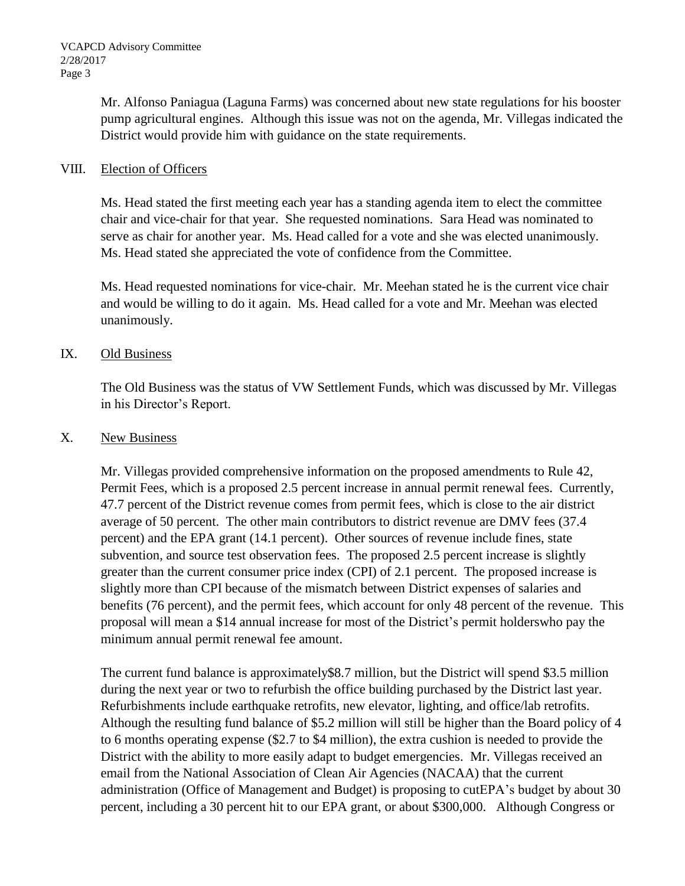Mr. Alfonso Paniagua (Laguna Farms) was concerned about new state regulations for his booster pump agricultural engines. Although this issue was not on the agenda, Mr. Villegas indicated the District would provide him with guidance on the state requirements.

## VIII. Election of Officers

Ms. Head stated the first meeting each year has a standing agenda item to elect the committee chair and vice-chair for that year. She requested nominations. Sara Head was nominated to serve as chair for another year. Ms. Head called for a vote and she was elected unanimously. Ms. Head stated she appreciated the vote of confidence from the Committee.

Ms. Head requested nominations for vice-chair. Mr. Meehan stated he is the current vice chair and would be willing to do it again. Ms. Head called for a vote and Mr. Meehan was elected unanimously.

## IX. Old Business

The Old Business was the status of VW Settlement Funds, which was discussed by Mr. Villegas in his Director's Report.

## X. New Business

Mr. Villegas provided comprehensive information on the proposed amendments to Rule 42, Permit Fees, which is a proposed 2.5 percent increase in annual permit renewal fees. Currently, 47.7 percent of the District revenue comes from permit fees, which is close to the air district average of 50 percent. The other main contributors to district revenue are DMV fees (37.4 percent) and the EPA grant (14.1 percent). Other sources of revenue include fines, state subvention, and source test observation fees. The proposed 2.5 percent increase is slightly greater than the current consumer price index (CPI) of 2.1 percent. The proposed increase is slightly more than CPI because of the mismatch between District expenses of salaries and benefits (76 percent), and the permit fees, which account for only 48 percent of the revenue. This proposal will mean a $14 annual increase for most of the District's permit holderswho pay the minimum annual permit renewal fee amount.

The current fund balance is approximately$8.7 million, but the District will spend $3.5 million during the next year or two to refurbish the office building purchased by the District last year. Refurbishments include earthquake retrofits, new elevator, lighting, and office/lab retrofits. Although the resulting fund balance of $5.2 million will still be higher than the Board policy of 4 to 6 months operating expense ($2.7 to $4 million), the extra cushion is needed to provide the District with the ability to more easily adapt to budget emergencies. Mr. Villegas received an email from the National Association of Clean Air Agencies (NACAA) that the current administration (Office of Management and Budget) is proposing to cutEPA's budget by about 30 percent, including a 30 percent hit to our EPA grant, or about $300,000. Although Congress or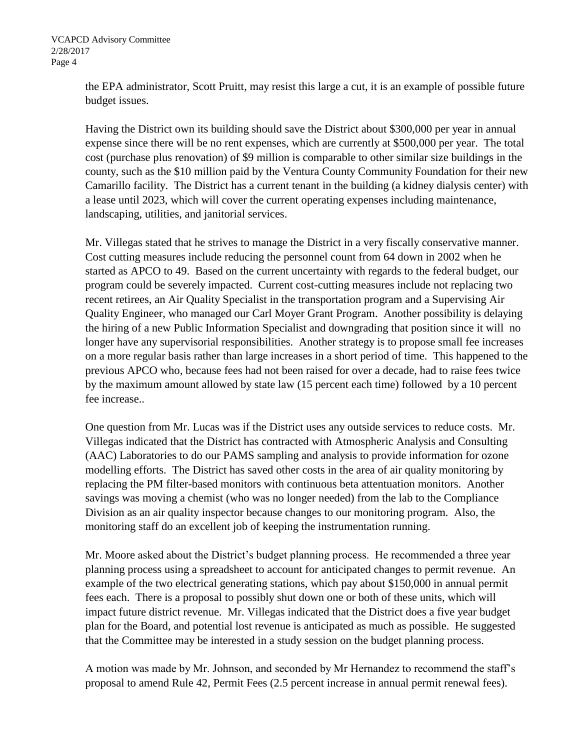the EPA administrator, Scott Pruitt, may resist this large a cut, it is an example of possible future budget issues.

Having the District own its building should save the District about $300,000 per year in annual expense since there will be no rent expenses, which are currently at $500,000 per year. The total cost (purchase plus renovation) of $9 million is comparable to other similar size buildings in the county, such as the $10 million paid by the Ventura County Community Foundation for their new Camarillo facility. The District has a current tenant in the building (a kidney dialysis center) with a lease until 2023, which will cover the current operating expenses including maintenance, landscaping, utilities, and janitorial services.

Mr. Villegas stated that he strives to manage the District in a very fiscally conservative manner. Cost cutting measures include reducing the personnel count from 64 down in 2002 when he started as APCO to 49. Based on the current uncertainty with regards to the federal budget, our program could be severely impacted. Current cost-cutting measures include not replacing two recent retirees, an Air Quality Specialist in the transportation program and a Supervising Air Quality Engineer, who managed our Carl Moyer Grant Program. Another possibility is delaying the hiring of a new Public Information Specialist and downgrading that position since it will no longer have any supervisorial responsibilities. Another strategy is to propose small fee increases on a more regular basis rather than large increases in a short period of time. This happened to the previous APCO who, because fees had not been raised for over a decade, had to raise fees twice by the maximum amount allowed by state law (15 percent each time) followed by a 10 percent fee increase..

One question from Mr. Lucas was if the District uses any outside services to reduce costs. Mr. Villegas indicated that the District has contracted with Atmospheric Analysis and Consulting (AAC) Laboratories to do our PAMS sampling and analysis to provide information for ozone modelling efforts. The District has saved other costs in the area of air quality monitoring by replacing the PM filter-based monitors with continuous beta attentuation monitors. Another savings was moving a chemist (who was no longer needed) from the lab to the Compliance Division as an air quality inspector because changes to our monitoring program. Also, the monitoring staff do an excellent job of keeping the instrumentation running.

Mr. Moore asked about the District's budget planning process. He recommended a three year planning process using a spreadsheet to account for anticipated changes to permit revenue. An example of the two electrical generating stations, which pay about $150,000 in annual permit fees each. There is a proposal to possibly shut down one or both of these units, which will impact future district revenue. Mr. Villegas indicated that the District does a five year budget plan for the Board, and potential lost revenue is anticipated as much as possible. He suggested that the Committee may be interested in a study session on the budget planning process.

A motion was made by Mr. Johnson, and seconded by Mr Hernandez to recommend the staff's proposal to amend Rule 42, Permit Fees (2.5 percent increase in annual permit renewal fees).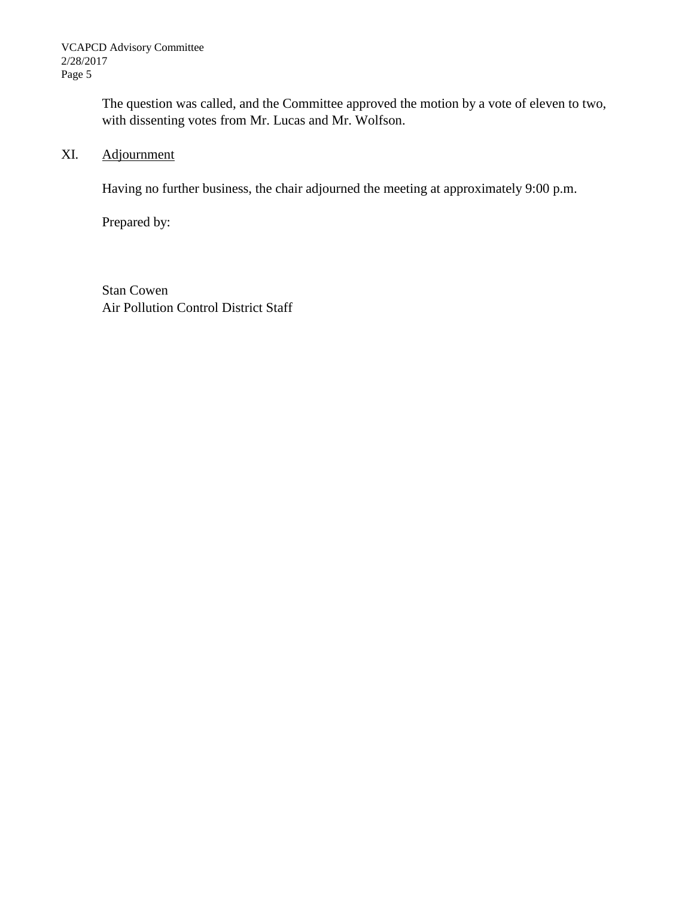The question was called, and the Committee approved the motion by a vote of eleven to two, with dissenting votes from Mr. Lucas and Mr. Wolfson.

## XI. Adjournment

Having no further business, the chair adjourned the meeting at approximately 9:00 p.m.

Prepared by:

Stan Cowen
Air Pollution Control District Staff